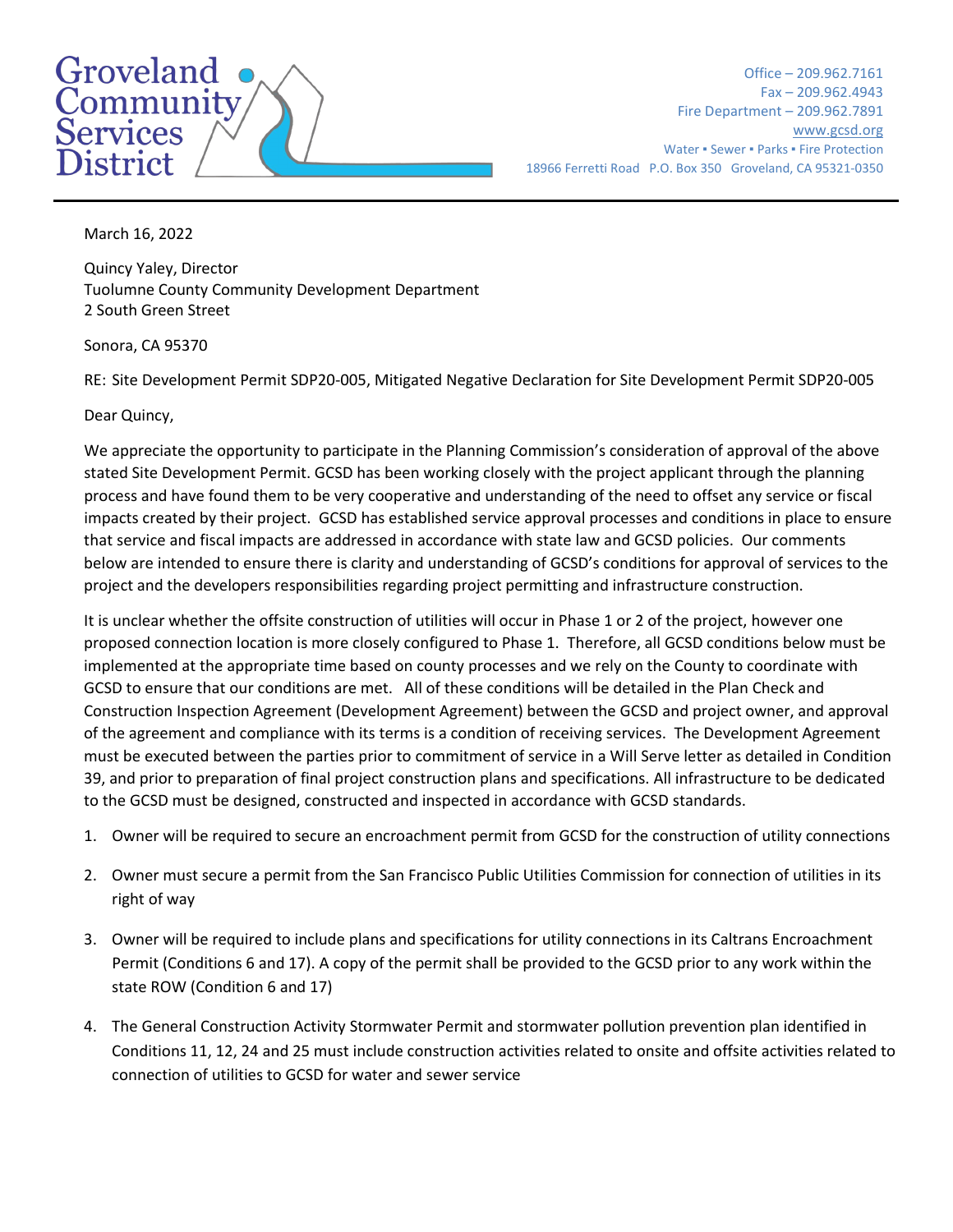Groveland Community Services District

Office – 209.962.7161
Fax – 209.962.4943
Fire Department – 209.962.7891
www.gcsd.org
Water ▪ Sewer ▪ Parks ▪ Fire Protection
18966 Ferretti Road P.O. Box 350 Groveland, CA 95321-0350

March 16, 2022

Quincy Yaley, Director
Tuolumne County Community Development Department
2 South Green Street

Sonora, CA 95370

RE: Site Development Permit SDP20-005, Mitigated Negative Declaration for Site Development Permit SDP20-005

Dear Quincy,

We appreciate the opportunity to participate in the Planning Commission's consideration of approval of the above stated Site Development Permit. GCSD has been working closely with the project applicant through the planning process and have found them to be very cooperative and understanding of the need to offset any service or fiscal impacts created by their project. GCSD has established service approval processes and conditions in place to ensure that service and fiscal impacts are addressed in accordance with state law and GCSD policies. Our comments below are intended to ensure there is clarity and understanding of GCSD's conditions for approval of services to the project and the developers responsibilities regarding project permitting and infrastructure construction.

It is unclear whether the offsite construction of utilities will occur in Phase 1 or 2 of the project, however one proposed connection location is more closely configured to Phase 1. Therefore, all GCSD conditions below must be implemented at the appropriate time based on county processes and we rely on the County to coordinate with GCSD to ensure that our conditions are met. All of these conditions will be detailed in the Plan Check and Construction Inspection Agreement (Development Agreement) between the GCSD and project owner, and approval of the agreement and compliance with its terms is a condition of receiving services. The Development Agreement must be executed between the parties prior to commitment of service in a Will Serve letter as detailed in Condition 39, and prior to preparation of final project construction plans and specifications. All infrastructure to be dedicated to the GCSD must be designed, constructed and inspected in accordance with GCSD standards.

1. Owner will be required to secure an encroachment permit from GCSD for the construction of utility connections

2. Owner must secure a permit from the San Francisco Public Utilities Commission for connection of utilities in its right of way

3. Owner will be required to include plans and specifications for utility connections in its Caltrans Encroachment Permit (Conditions 6 and 17). A copy of the permit shall be provided to the GCSD prior to any work within the state ROW (Condition 6 and 17)

4. The General Construction Activity Stormwater Permit and stormwater pollution prevention plan identified in Conditions 11, 12, 24 and 25 must include construction activities related to onsite and offsite activities related to connection of utilities to GCSD for water and sewer service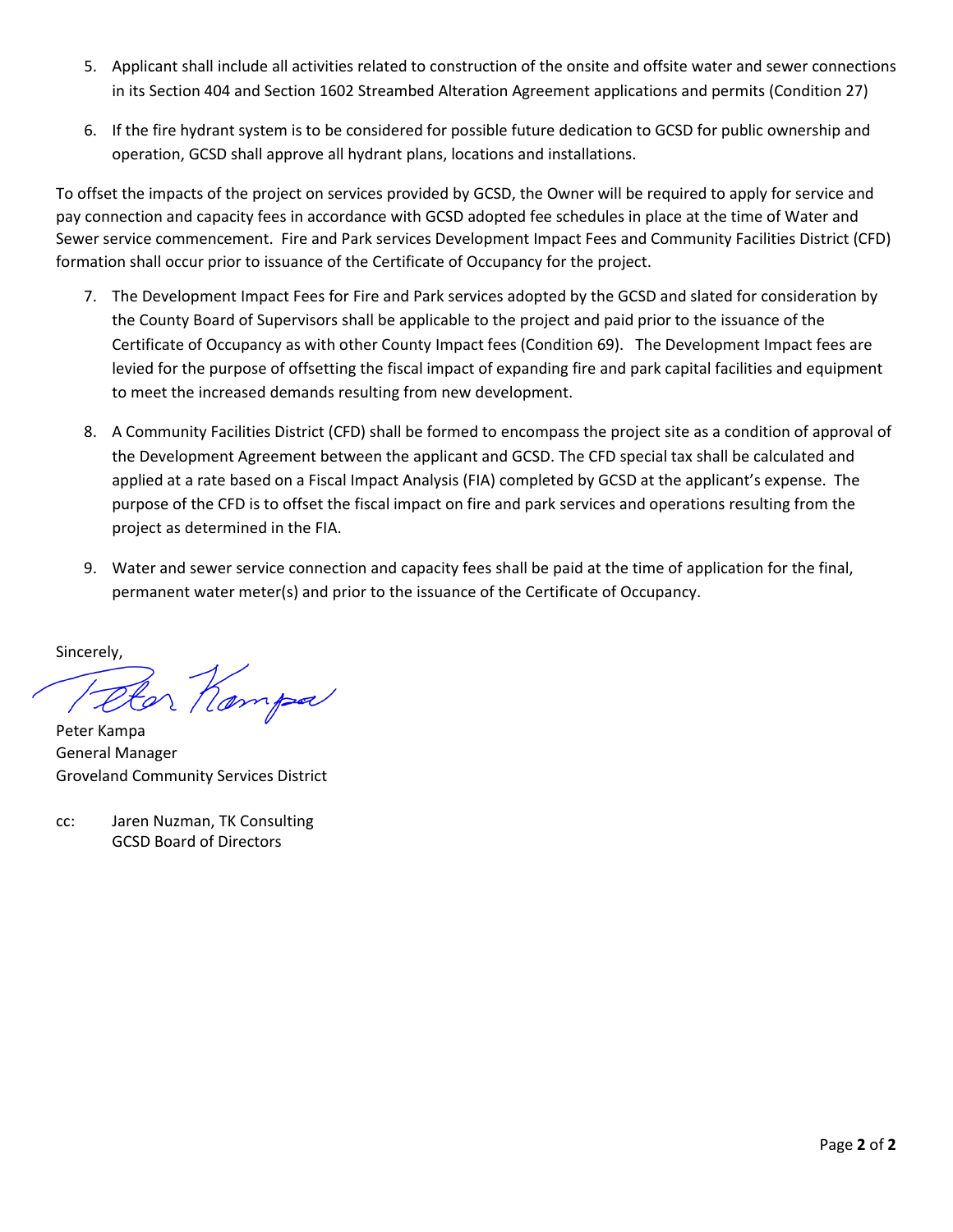5. Applicant shall include all activities related to construction of the onsite and offsite water and sewer connections in its Section 404 and Section 1602 Streambed Alteration Agreement applications and permits (Condition 27)

6. If the fire hydrant system is to be considered for possible future dedication to GCSD for public ownership and operation, GCSD shall approve all hydrant plans, locations and installations.

To offset the impacts of the project on services provided by GCSD, the Owner will be required to apply for service and pay connection and capacity fees in accordance with GCSD adopted fee schedules in place at the time of Water and Sewer service commencement. Fire and Park services Development Impact Fees and Community Facilities District (CFD) formation shall occur prior to issuance of the Certificate of Occupancy for the project.

7. The Development Impact Fees for Fire and Park services adopted by the GCSD and slated for consideration by the County Board of Supervisors shall be applicable to the project and paid prior to the issuance of the Certificate of Occupancy as with other County Impact fees (Condition 69). The Development Impact fees are levied for the purpose of offsetting the fiscal impact of expanding fire and park capital facilities and equipment to meet the increased demands resulting from new development.

8. A Community Facilities District (CFD) shall be formed to encompass the project site as a condition of approval of the Development Agreement between the applicant and GCSD. The CFD special tax shall be calculated and applied at a rate based on a Fiscal Impact Analysis (FIA) completed by GCSD at the applicant's expense. The purpose of the CFD is to offset the fiscal impact on fire and park services and operations resulting from the project as determined in the FIA.

9. Water and sewer service connection and capacity fees shall be paid at the time of application for the final, permanent water meter(s) and prior to the issuance of the Certificate of Occupancy.

Sincerely,

Peter Kampa
General Manager
Groveland Community Services District

cc: Jaren Nuzman, TK Consulting
GCSD Board of Directors